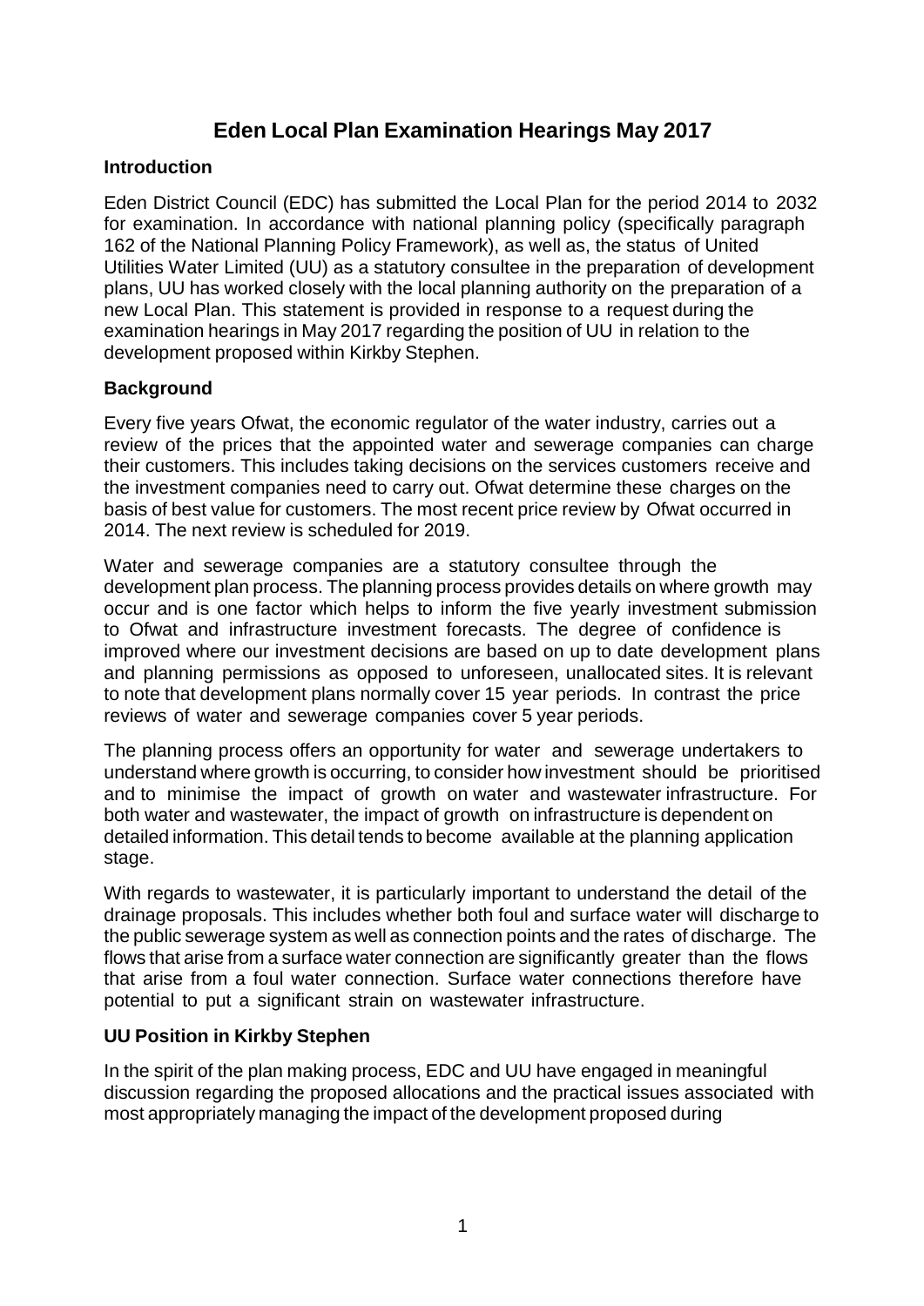# Eden Local Plan Examination Hearings May 2017

## Introduction

Eden District Council (EDC) has submitted the Local Plan for the period 2014 to 2032 for examination. In accordance with national planning policy (specifically paragraph 162 of the National Planning Policy Framework), as well as, the status of United Utilities Water Limited (UU) as a statutory consultee in the preparation of development plans, UU has worked closely with the local planning authority on the preparation of a new Local Plan. This statement is provided in response to a request during the examination hearings in May 2017 regarding the position of UU in relation to the development proposed within Kirkby Stephen.

## Background

Every five years Ofwat, the economic regulator of the water industry, carries out a review of the prices that the appointed water and sewerage companies can charge their customers. This includes taking decisions on the services customers receive and the investment companies need to carry out. Ofwat determine these charges on the basis of best value for customers. The most recent price review by Ofwat occurred in 2014. The next review is scheduled for 2019.

Water and sewerage companies are a statutory consultee through the development plan process. The planning process provides details on where growth may occur and is one factor which helps to inform the five yearly investment submission to Ofwat and infrastructure investment forecasts. The degree of confidence is improved where our investment decisions are based on up to date development plans and planning permissions as opposed to unforeseen, unallocated sites. It is relevant to note that development plans normally cover 15 year periods. In contrast the price reviews of water and sewerage companies cover 5 year periods.

The planning process offers an opportunity for water and sewerage undertakers to understand where growth is occurring, to consider how investment should be prioritised and to minimise the impact of growth on water and wastewater infrastructure. For both water and wastewater, the impact of growth on infrastructure is dependent on detailed information. This detail tends to become available at the planning application stage.

With regards to wastewater, it is particularly important to understand the detail of the drainage proposals. This includes whether both foul and surface water will discharge to the public sewerage system as well as connection points and the rates of discharge. The flows that arise from a surface water connection are significantly greater than the flows that arise from a foul water connection. Surface water connections therefore have potential to put a significant strain on wastewater infrastructure.

## UU Position in Kirkby Stephen

In the spirit of the plan making process, EDC and UU have engaged in meaningful discussion regarding the proposed allocations and the practical issues associated with most appropriately managing the impact of the development proposed during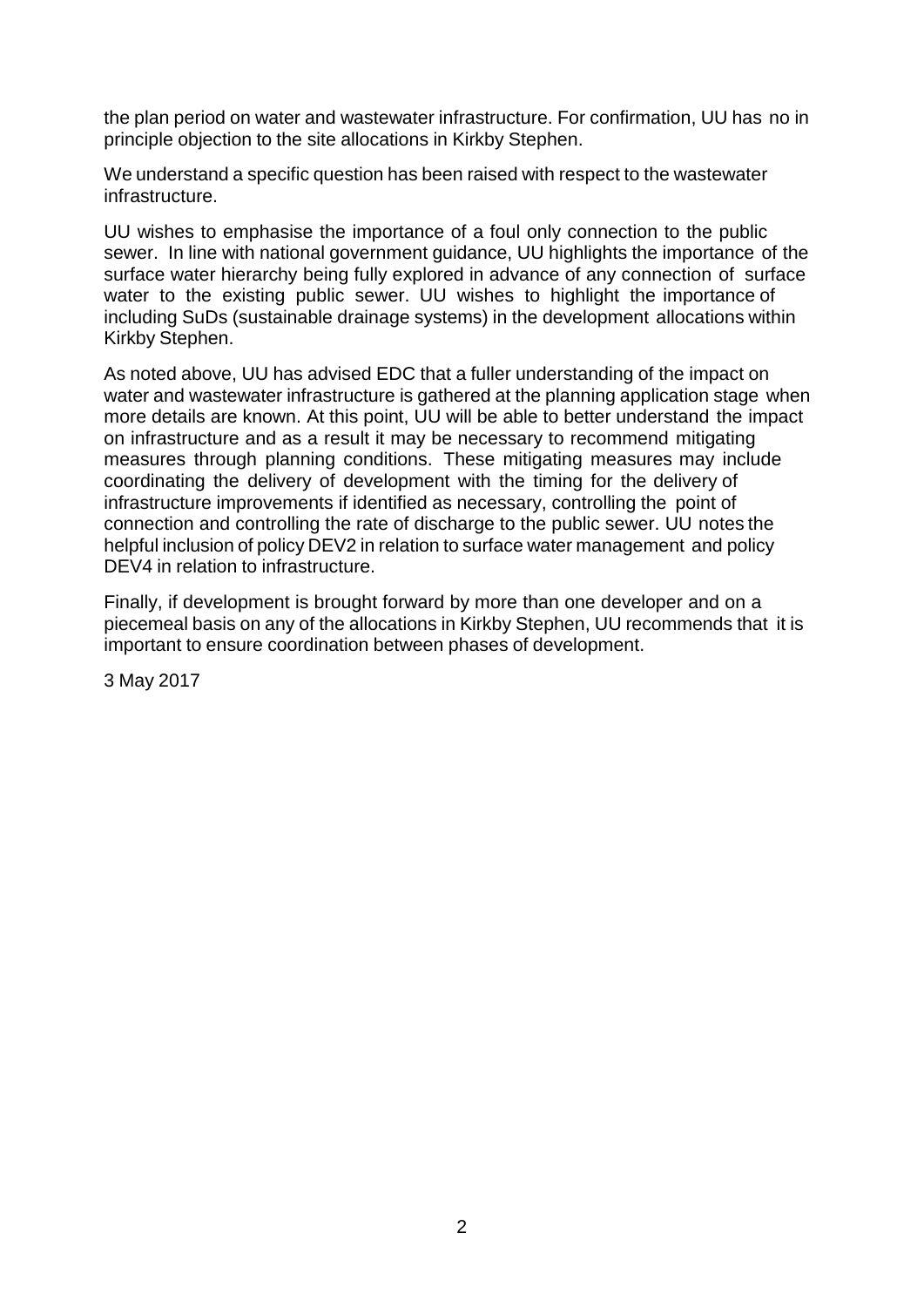the plan period on water and wastewater infrastructure. For confirmation, UU has no in principle objection to the site allocations in Kirkby Stephen.

We understand a specific question has been raised with respect to the wastewater infrastructure.

UU wishes to emphasise the importance of a foul only connection to the public sewer. In line with national government guidance, UU highlights the importance of the surface water hierarchy being fully explored in advance of any connection of surface water to the existing public sewer. UU wishes to highlight the importance of including SuDs (sustainable drainage systems) in the development allocations within Kirkby Stephen.

As noted above, UU has advised EDC that a fuller understanding of the impact on water and wastewater infrastructure is gathered at the planning application stage when more details are known. At this point, UU will be able to better understand the impact on infrastructure and as a result it may be necessary to recommend mitigating measures through planning conditions. These mitigating measures may include coordinating the delivery of development with the timing for the delivery of infrastructure improvements if identified as necessary, controlling the point of connection and controlling the rate of discharge to the public sewer. UU notes the helpful inclusion of policy DEV2 in relation to surface water management and policy DEV4 in relation to infrastructure.

Finally, if development is brought forward by more than one developer and on a piecemeal basis on any of the allocations in Kirkby Stephen, UU recommends that it is important to ensure coordination between phases of development.

3 May 2017